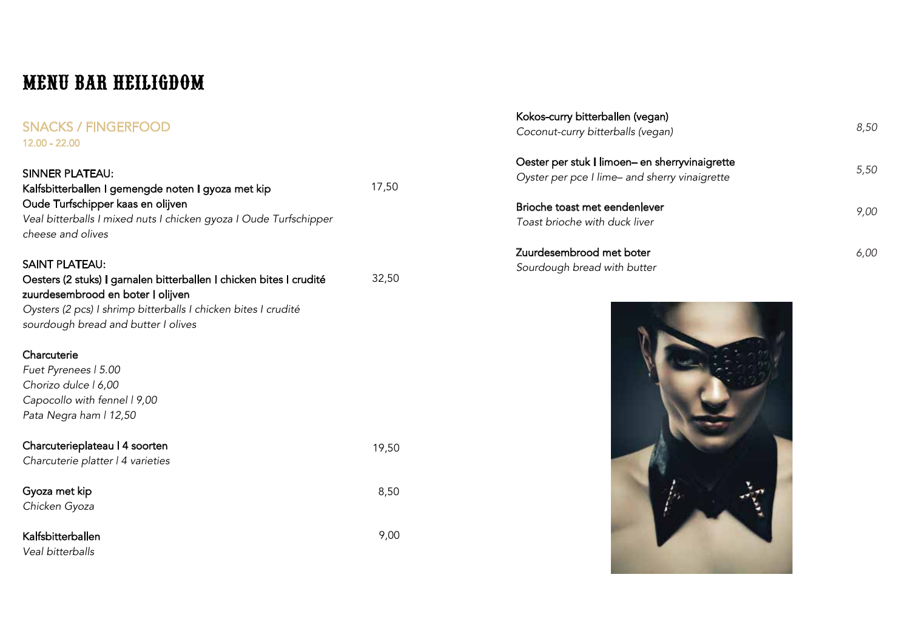# MENU BAR HEILIGDOM

## SNACKS / FINGERFOOD

**12.00 - 22.00**

SINNER PLATEAU:
Kalfsbitterballen I gemengde noten I gyoza met kip
Oude Turfschipper kaas en olijven — 17,50
*Veal bitterballs I mixed nuts I chicken gyoza I Oude Turfschipper cheese and olives*

SAINT PLATEAU:
Oesters (2 stuks) I garnalen bitterballen I chicken bites I crudité
zuurdesembrood en boter I olijven — 32,50
*Oysters (2 pcs) I shrimp bitterballs I chicken bites I crudité sourdough bread and butter I olives*

Charcuterie
*Fuet Pyrenees | 5.00*
*Chorizo dulce | 6,00*
*Capocollo with fennel | 9,00*
*Pata Negra ham | 12,50*

Charcuterieplateau | 4 soorten — 19,50
*Charcuterie platter | 4 varieties*

Gyoza met kip — 8,50
*Chicken Gyoza*

Kalfsbitterballen — 9,00
*Veal bitterballs*

Kokos-curry bitterballen (vegan) — *8,50*
*Coconut-curry bitterballs (vegan)*

Oester per stuk I limoen– en sherryvinaigrette — *5,50*
*Oyster per pce I lime– and sherry vinaigrette*

Brioche toast met eendenlever — *9,00*
*Toast brioche with duck liver*

Zuurdesembrood met boter — *6,00*
*Sourdough bread with butter*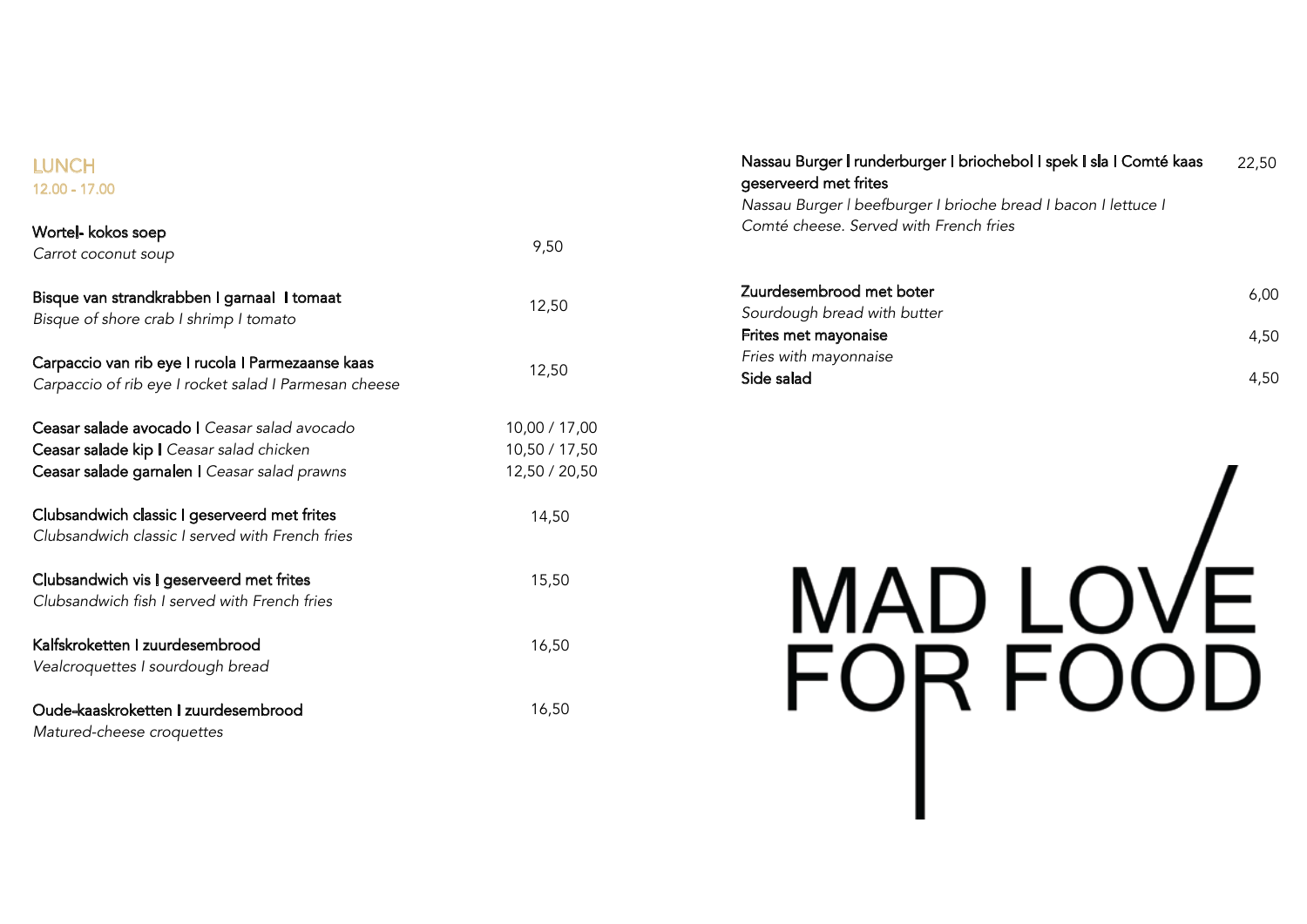## LUNCH

12.00 - 17.00

Wortel- kokos soep
*Carrot coconut soup* — 9,50

Bisque van strandkrabben I garnaal I tomaat
*Bisque of shore crab I shrimp I tomato* — 12,50

Carpaccio van rib eye I rucola I Parmezaanse kaas
*Carpaccio of rib eye I rocket salad I Parmesan cheese* — 12,50

Ceasar salade avocado I *Ceasar salad avocado* — 10,00 / 17,00
Ceasar salade kip I *Ceasar salad chicken* — 10,50 / 17,50
Ceasar salade garnalen I *Ceasar salad prawns* — 12,50 / 20,50

Clubsandwich classic I geserveerd met frites
*Clubsandwich classic I served with French fries* — 14,50

Clubsandwich vis I geserveerd met frites
*Clubsandwich fish I served with French fries* — 15,50

Kalfskroketten I zuurdesembrood
*Vealcroquettes I sourdough bread* — 16,50

Oude-kaaskroketten I zuurdesembrood
*Matured-cheese croquettes* — 16,50

Nassau Burger I runderburger I briochebol I spek I sla I Comté kaas geserveerd met frites
*Nassau Burger I beefburger I brioche bread I bacon I lettuce I Comté cheese. Served with French fries* — 22,50

Zuurdesembrood met boter
*Sourdough bread with butter* — 6,00

Frites met mayonaise
*Fries with mayonnaise* — 4,50

Side salad — 4,50

MAD LOVE FOR FOOD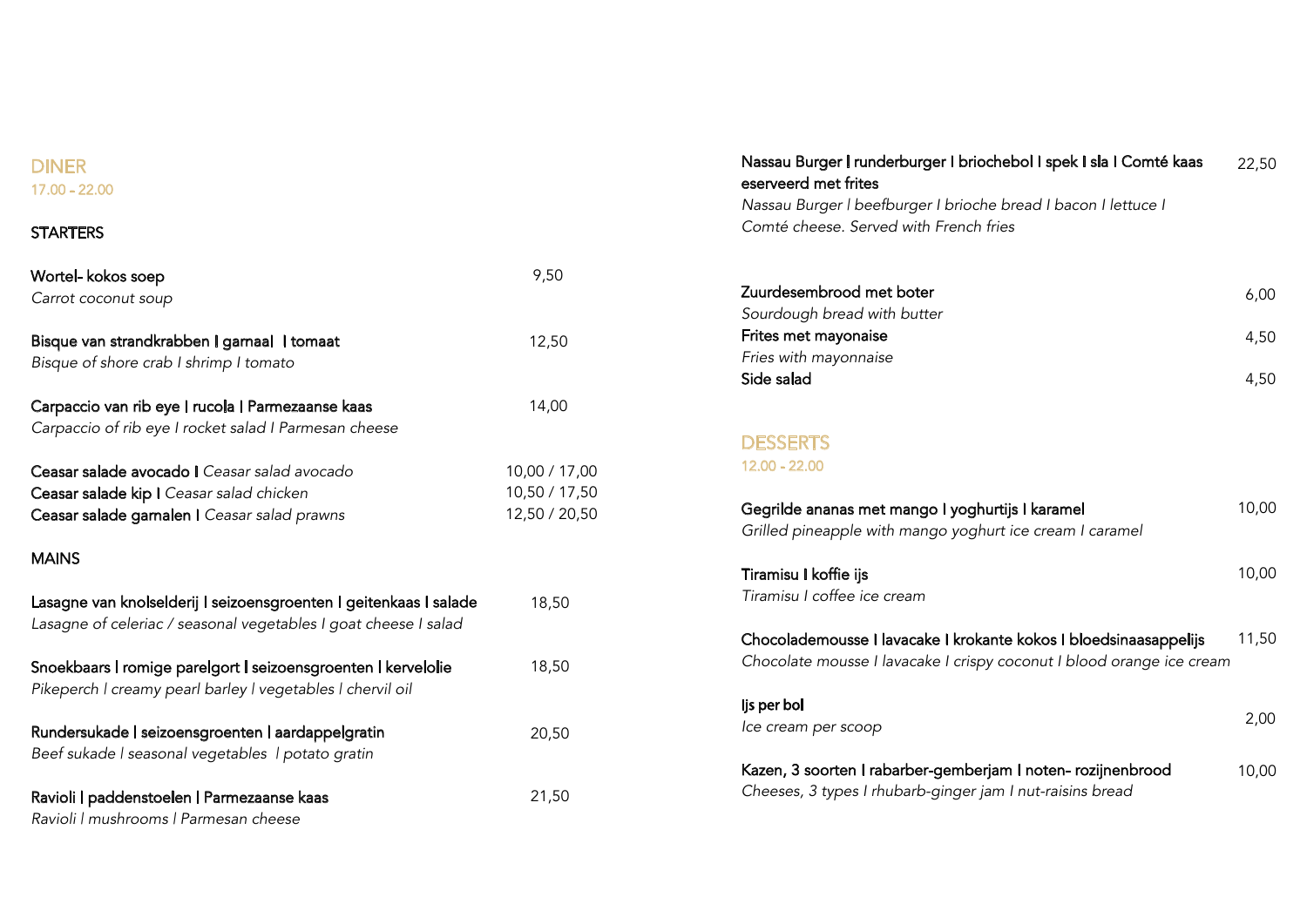## DINER

17.00 - 22.00

### STARTERS

**Wortel- kokos soep** 9,50
*Carrot coconut soup*

**Bisque van strandkrabben I garnaal I tomaat** 12,50
*Bisque of shore crab I shrimp I tomato*

**Carpaccio van rib eye I rucola I Parmezaanse kaas** 14,00
*Carpaccio of rib eye I rocket salad I Parmesan cheese*

**Ceasar salade avocado I** *Ceasar salad avocado* 10,00 / 17,00
**Ceasar salade kip I** *Ceasar salad chicken* 10,50 / 17,50
**Ceasar salade garnalen I** *Ceasar salad prawns* 12,50 / 20,50

### MAINS

**Lasagne van knolselderij I seizoensgroenten I geitenkaas I salade** 18,50
*Lasagne of celeriac / seasonal vegetables I goat cheese I salad*

**Snoekbaars I romige parelgort I seizoensgroenten I kervelolie** 18,50
*Pikeperch I creamy pearl barley I vegetables I chervil oil*

**Rundersukade I seizoensgroenten I aardappelgratin** 20,50
*Beef sukade I seasonal vegetables I potato gratin*

**Ravioli I paddenstoelen I Parmezaanse kaas** 21,50
*Ravioli I mushrooms I Parmesan cheese*

**Nassau Burger I runderburger I briochebol I spek I sla I Comté kaas eserveerd met frites** 22,50
*Nassau Burger I beefburger I brioche bread I bacon I lettuce I Comté cheese. Served with French fries*

**Zuurdesembrood met boter** 6,00
*Sourdough bread with butter*
**Frites met mayonaise** 4,50
*Fries with mayonnaise*
**Side salad** 4,50

## DESSERTS

12.00 - 22.00

**Gegrilde ananas met mango I yoghurtijs I karamel** 10,00
*Grilled pineapple with mango yoghurt ice cream I caramel*

**Tiramisu I koffie ijs** 10,00
*Tiramisu I coffee ice cream*

**Chocolademousse I lavacake I krokante kokos I bloedsinaasappelijs** 11,50
*Chocolate mousse I lavacake I crispy coconut I blood orange ice cream*

**Ijs per bol** 2,00
*Ice cream per scoop*

**Kazen, 3 soorten I rabarber-gemberjam I noten- rozijnenbrood** 10,00
*Cheeses, 3 types I rhubarb-ginger jam I nut-raisins bread*